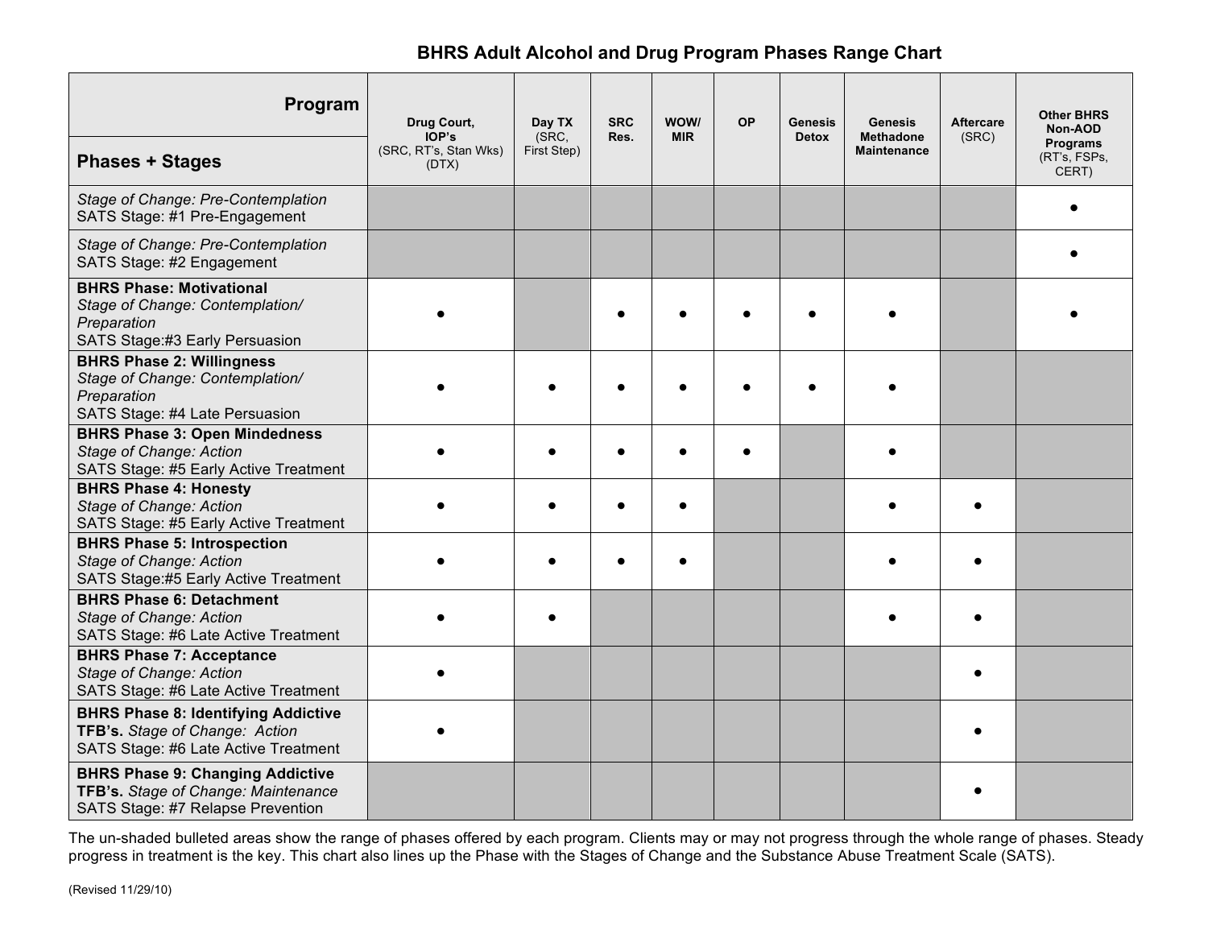# BHRS Adult Alcohol and Drug Program Phases Range Chart

| Program / Phases + Stages | Drug Court, IOP's (SRC, RT's, Stan Wks) (DTX) | Day TX (SRC, First Step) | SRC Res. | WOW/ MIR | OP | Genesis Detox | Genesis Methadone Maintenance | Aftercare (SRC) | Other BHRS Non-AOD Programs (RT's, FSPs, CERT) |
|---|---|---|---|---|---|---|---|---|---|
| *Stage of Change: Pre-Contemplation* SATS Stage: #1 Pre-Engagement | | | | | | | | | • |
| *Stage of Change: Pre-Contemplation* SATS Stage: #2 Engagement | | | | | | | | | • |
| **BHRS Phase: Motivational** *Stage of Change: Contemplation/ Preparation* SATS Stage:#3 Early Persuasion | • | | • | • | • | • | • | | • |
| **BHRS Phase 2: Willingness** *Stage of Change: Contemplation/ Preparation* SATS Stage: #4 Late Persuasion | • | • | • | • | • | • | • | | |
| **BHRS Phase 3: Open Mindedness** *Stage of Change: Action* SATS Stage: #5 Early Active Treatment | • | • | • | • | • | | • | | |
| **BHRS Phase 4: Honesty** *Stage of Change: Action* SATS Stage: #5 Early Active Treatment | • | • | • | • | | | • | • | |
| **BHRS Phase 5: Introspection** *Stage of Change: Action* SATS Stage:#5 Early Active Treatment | • | • | • | • | | | • | • | |
| **BHRS Phase 6: Detachment** *Stage of Change: Action* SATS Stage: #6 Late Active Treatment | • | • | | | | | • | • | |
| **BHRS Phase 7: Acceptance** *Stage of Change: Action* SATS Stage: #6 Late Active Treatment | • | | | | | | | • | |
| **BHRS Phase 8: Identifying Addictive TFB's.** *Stage of Change: Action* SATS Stage: #6 Late Active Treatment | • | | | | | | | • | |
| **BHRS Phase 9: Changing Addictive TFB's.** *Stage of Change: Maintenance* SATS Stage: #7 Relapse Prevention | | | | | | | | • | |

The un-shaded bulleted areas show the range of phases offered by each program. Clients may or may not progress through the whole range of phases. Steady progress in treatment is the key. This chart also lines up the Phase with the Stages of Change and the Substance Abuse Treatment Scale (SATS).

(Revised 11/29/10)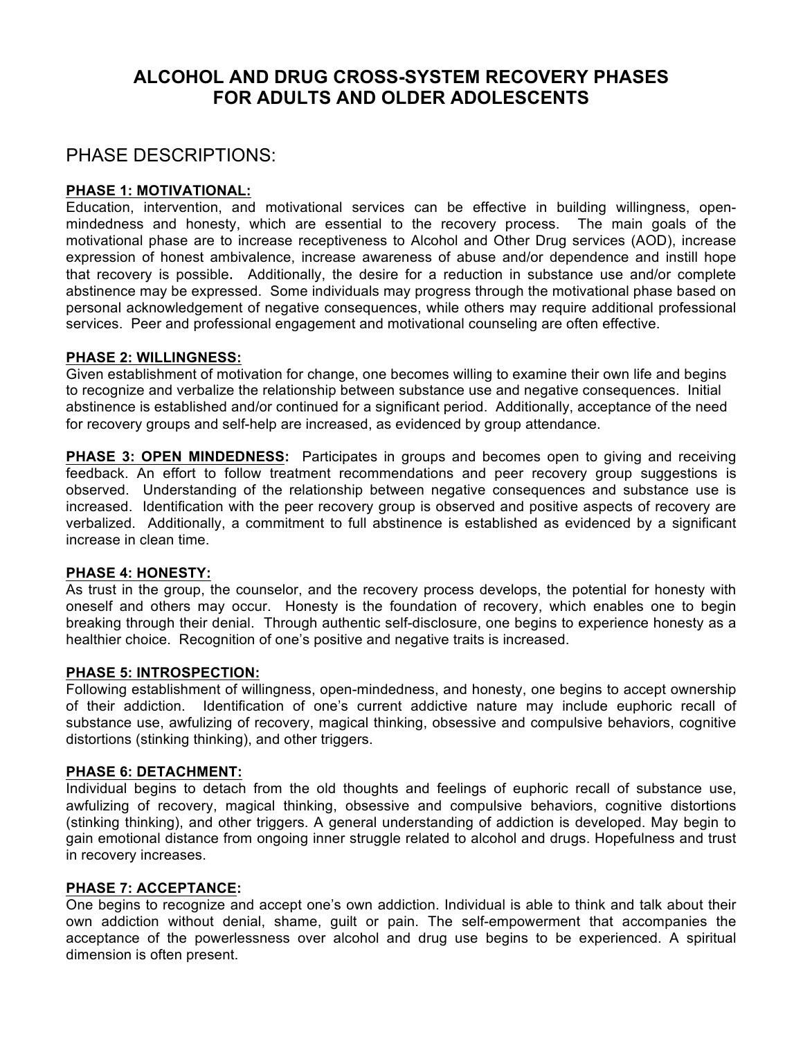# ALCOHOL AND DRUG CROSS-SYSTEM RECOVERY PHASES FOR ADULTS AND OLDER ADOLESCENTS

## PHASE DESCRIPTIONS:

**PHASE 1: MOTIVATIONAL:**
Education, intervention, and motivational services can be effective in building willingness, open-mindedness and honesty, which are essential to the recovery process. The main goals of the motivational phase are to increase receptiveness to Alcohol and Other Drug services (AOD), increase expression of honest ambivalence, increase awareness of abuse and/or dependence and instill hope that recovery is possible**.** Additionally, the desire for a reduction in substance use and/or complete abstinence may be expressed. Some individuals may progress through the motivational phase based on personal acknowledgement of negative consequences, while others may require additional professional services. Peer and professional engagement and motivational counseling are often effective.

**PHASE 2: WILLINGNESS:**
Given establishment of motivation for change, one becomes willing to examine their own life and begins to recognize and verbalize the relationship between substance use and negative consequences. Initial abstinence is established and/or continued for a significant period. Additionally, acceptance of the need for recovery groups and self-help are increased, as evidenced by group attendance.

**PHASE 3: OPEN MINDEDNESS:** Participates in groups and becomes open to giving and receiving feedback. An effort to follow treatment recommendations and peer recovery group suggestions is observed. Understanding of the relationship between negative consequences and substance use is increased. Identification with the peer recovery group is observed and positive aspects of recovery are verbalized. Additionally, a commitment to full abstinence is established as evidenced by a significant increase in clean time.

**PHASE 4: HONESTY:**
As trust in the group, the counselor, and the recovery process develops, the potential for honesty with oneself and others may occur. Honesty is the foundation of recovery, which enables one to begin breaking through their denial. Through authentic self-disclosure, one begins to experience honesty as a healthier choice. Recognition of one's positive and negative traits is increased.

**PHASE 5: INTROSPECTION:**
Following establishment of willingness, open-mindedness, and honesty, one begins to accept ownership of their addiction. Identification of one's current addictive nature may include euphoric recall of substance use, awfulizing of recovery, magical thinking, obsessive and compulsive behaviors, cognitive distortions (stinking thinking), and other triggers.

**PHASE 6: DETACHMENT:**
Individual begins to detach from the old thoughts and feelings of euphoric recall of substance use, awfulizing of recovery, magical thinking, obsessive and compulsive behaviors, cognitive distortions (stinking thinking), and other triggers. A general understanding of addiction is developed. May begin to gain emotional distance from ongoing inner struggle related to alcohol and drugs. Hopefulness and trust in recovery increases.

**PHASE 7: ACCEPTANCE:**
One begins to recognize and accept one's own addiction. Individual is able to think and talk about their own addiction without denial, shame, guilt or pain. The self-empowerment that accompanies the acceptance of the powerlessness over alcohol and drug use begins to be experienced. A spiritual dimension is often present.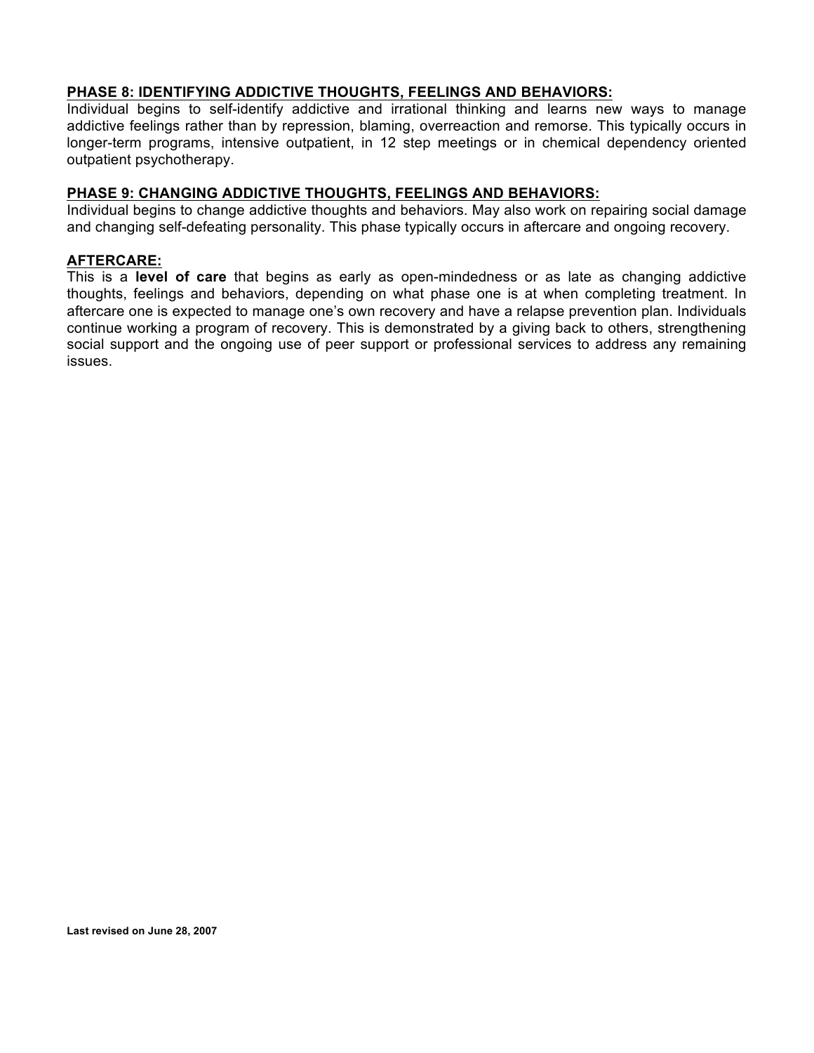## PHASE 8: IDENTIFYING ADDICTIVE THOUGHTS, FEELINGS AND BEHAVIORS:

Individual begins to self-identify addictive and irrational thinking and learns new ways to manage addictive feelings rather than by repression, blaming, overreaction and remorse. This typically occurs in longer-term programs, intensive outpatient, in 12 step meetings or in chemical dependency oriented outpatient psychotherapy.

## PHASE 9: CHANGING ADDICTIVE THOUGHTS, FEELINGS AND BEHAVIORS:

Individual begins to change addictive thoughts and behaviors. May also work on repairing social damage and changing self-defeating personality. This phase typically occurs in aftercare and ongoing recovery.

## AFTERCARE:

This is a **level of care** that begins as early as open-mindedness or as late as changing addictive thoughts, feelings and behaviors, depending on what phase one is at when completing treatment. In aftercare one is expected to manage one's own recovery and have a relapse prevention plan. Individuals continue working a program of recovery. This is demonstrated by a giving back to others, strengthening social support and the ongoing use of peer support or professional services to address any remaining issues.

**Last revised on June 28, 2007**